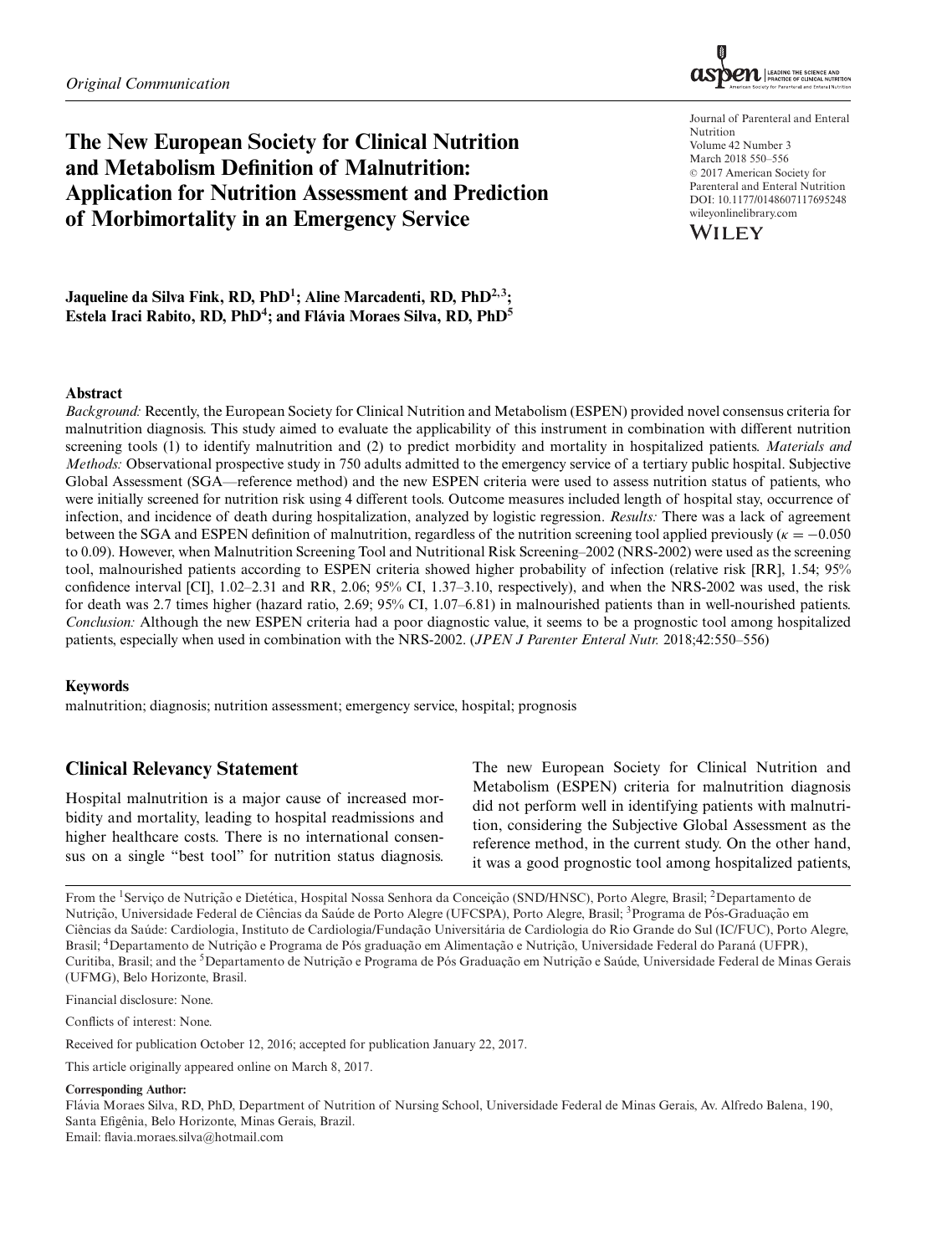*Original Communication*

# The New European Society for Clinical Nutrition and Metabolism Definition of Malnutrition: Application for Nutrition Assessment and Prediction of Morbimortality in an Emergency Service

Journal of Parenteral and Enteral Nutrition
Volume 42 Number 3
March 2018 550–556
© 2017 American Society for Parenteral and Enteral Nutrition
DOI: 10.1177/0148607117695248
wileyonlinelibrary.com

**Jaqueline da Silva Fink, RD, PhD[1]; Aline Marcadenti, RD, PhD[2,3]; Estela Iraci Rabito, RD, PhD[4]; and Flávia Moraes Silva, RD, PhD[5]**

### Abstract

*Background:* Recently, the European Society for Clinical Nutrition and Metabolism (ESPEN) provided novel consensus criteria for malnutrition diagnosis. This study aimed to evaluate the applicability of this instrument in combination with different nutrition screening tools (1) to identify malnutrition and (2) to predict morbidity and mortality in hospitalized patients. *Materials and Methods:* Observational prospective study in 750 adults admitted to the emergency service of a tertiary public hospital. Subjective Global Assessment (SGA—reference method) and the new ESPEN criteria were used to assess nutrition status of patients, who were initially screened for nutrition risk using 4 different tools. Outcome measures included length of hospital stay, occurrence of infection, and incidence of death during hospitalization, analyzed by logistic regression. *Results:* There was a lack of agreement between the SGA and ESPEN definition of malnutrition, regardless of the nutrition screening tool applied previously ($\kappa = -0.050$ to 0.09). However, when Malnutrition Screening Tool and Nutritional Risk Screening–2002 (NRS-2002) were used as the screening tool, malnourished patients according to ESPEN criteria showed higher probability of infection (relative risk [RR], 1.54; 95% confidence interval [CI], 1.02–2.31 and RR, 2.06; 95% CI, 1.37–3.10, respectively), and when the NRS-2002 was used, the risk for death was 2.7 times higher (hazard ratio, 2.69; 95% CI, 1.07–6.81) in malnourished patients than in well-nourished patients. *Conclusion:* Although the new ESPEN criteria had a poor diagnostic value, it seems to be a prognostic tool among hospitalized patients, especially when used in combination with the NRS-2002. (*JPEN J Parenter Enteral Nutr.* 2018;42:550–556)

### Keywords

malnutrition; diagnosis; nutrition assessment; emergency service, hospital; prognosis

## Clinical Relevancy Statement

Hospital malnutrition is a major cause of increased morbidity and mortality, leading to hospital readmissions and higher healthcare costs. There is no international consensus on a single "best tool" for nutrition status diagnosis. The new European Society for Clinical Nutrition and Metabolism (ESPEN) criteria for malnutrition diagnosis did not perform well in identifying patients with malnutrition, considering the Subjective Global Assessment as the reference method, in the current study. On the other hand, it was a good prognostic tool among hospitalized patients,

From the [1]Serviço de Nutrição e Dietética, Hospital Nossa Senhora da Conceição (SND/HNSC), Porto Alegre, Brasil; [2]Departamento de Nutrição, Universidade Federal de Ciências da Saúde de Porto Alegre (UFCSPA), Porto Alegre, Brasil; [3]Programa de Pós-Graduação em Ciências da Saúde: Cardiologia, Instituto de Cardiologia/Fundação Universitária de Cardiologia do Rio Grande do Sul (IC/FUC), Porto Alegre, Brasil; [4]Departamento de Nutrição e Programa de Pós graduação em Alimentação e Nutrição, Universidade Federal do Paraná (UFPR), Curitiba, Brasil; and the [5]Departamento de Nutrição e Programa de Pós Graduação em Nutrição e Saúde, Universidade Federal de Minas Gerais (UFMG), Belo Horizonte, Brasil.

Financial disclosure: None.

Conflicts of interest: None.

Received for publication October 12, 2016; accepted for publication January 22, 2017.

This article originally appeared online on March 8, 2017.

**Corresponding Author:**
Flávia Moraes Silva, RD, PhD, Department of Nutrition of Nursing School, Universidade Federal de Minas Gerais, Av. Alfredo Balena, 190, Santa Efigênia, Belo Horizonte, Minas Gerais, Brazil.
Email: flavia.moraes.silva@hotmail.com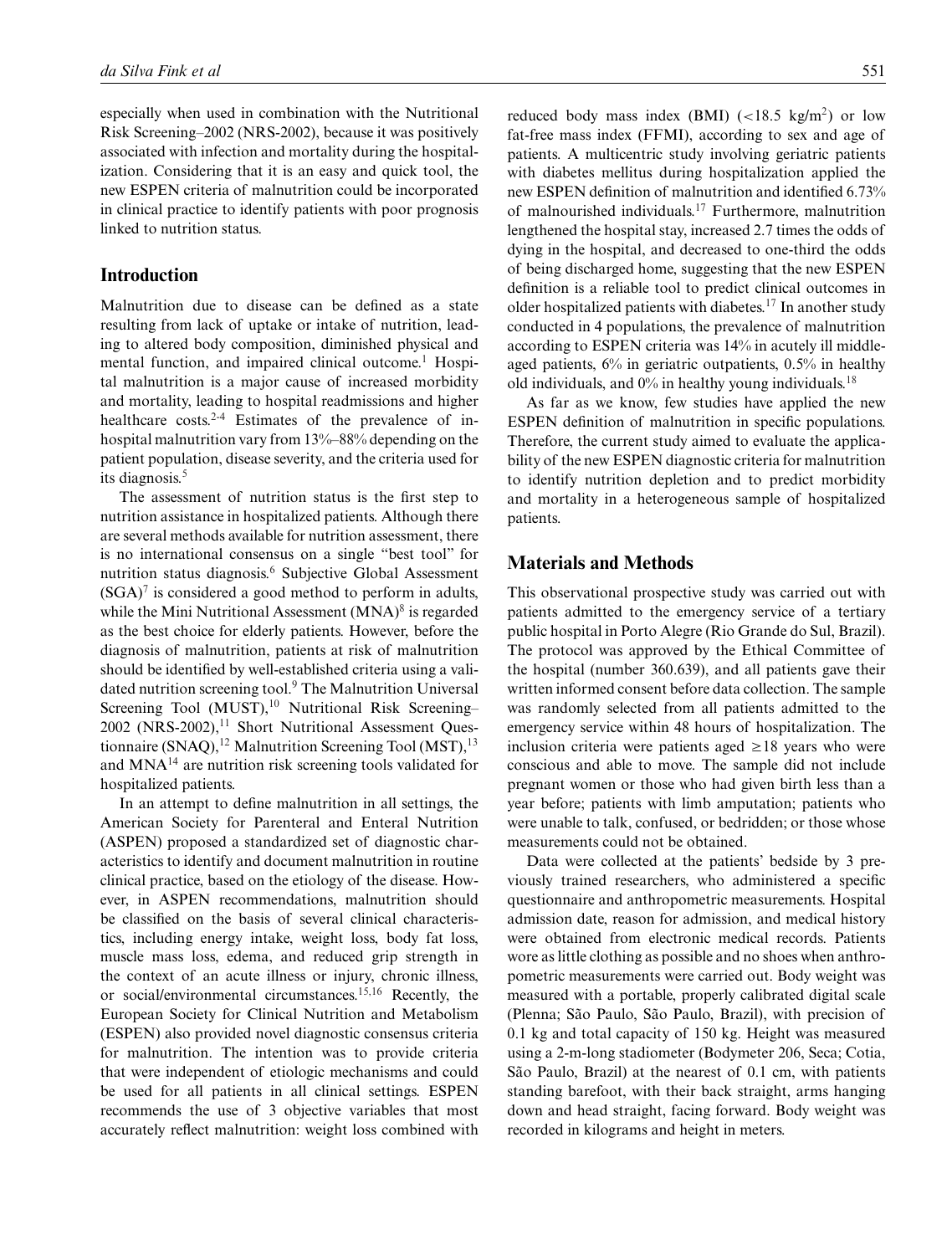especially when used in combination with the Nutritional Risk Screening–2002 (NRS-2002), because it was positively associated with infection and mortality during the hospitalization. Considering that it is an easy and quick tool, the new ESPEN criteria of malnutrition could be incorporated in clinical practice to identify patients with poor prognosis linked to nutrition status.

## Introduction

Malnutrition due to disease can be defined as a state resulting from lack of uptake or intake of nutrition, leading to altered body composition, diminished physical and mental function, and impaired clinical outcome.[1] Hospital malnutrition is a major cause of increased morbidity and mortality, leading to hospital readmissions and higher healthcare costs.[2-4] Estimates of the prevalence of in-hospital malnutrition vary from 13%–88% depending on the patient population, disease severity, and the criteria used for its diagnosis.[5]

The assessment of nutrition status is the first step to nutrition assistance in hospitalized patients. Although there are several methods available for nutrition assessment, there is no international consensus on a single "best tool" for nutrition status diagnosis.[6] Subjective Global Assessment (SGA)[7] is considered a good method to perform in adults, while the Mini Nutritional Assessment (MNA)[8] is regarded as the best choice for elderly patients. However, before the diagnosis of malnutrition, patients at risk of malnutrition should be identified by well-established criteria using a validated nutrition screening tool.[9] The Malnutrition Universal Screening Tool (MUST),[10] Nutritional Risk Screening–2002 (NRS-2002),[11] Short Nutritional Assessment Questionnaire (SNAQ),[12] Malnutrition Screening Tool (MST),[13] and MNA[14] are nutrition risk screening tools validated for hospitalized patients.

In an attempt to define malnutrition in all settings, the American Society for Parenteral and Enteral Nutrition (ASPEN) proposed a standardized set of diagnostic characteristics to identify and document malnutrition in routine clinical practice, based on the etiology of the disease. However, in ASPEN recommendations, malnutrition should be classified on the basis of several clinical characteristics, including energy intake, weight loss, body fat loss, muscle mass loss, edema, and reduced grip strength in the context of an acute illness or injury, chronic illness, or social/environmental circumstances.[15,16] Recently, the European Society for Clinical Nutrition and Metabolism (ESPEN) also provided novel diagnostic consensus criteria for malnutrition. The intention was to provide criteria that were independent of etiologic mechanisms and could be used for all patients in all clinical settings. ESPEN recommends the use of 3 objective variables that most accurately reflect malnutrition: weight loss combined with reduced body mass index (BMI) ($<18.5$ kg/m$^2$) or low fat-free mass index (FFMI), according to sex and age of patients. A multicentric study involving geriatric patients with diabetes mellitus during hospitalization applied the new ESPEN definition of malnutrition and identified 6.73% of malnourished individuals.[17] Furthermore, malnutrition lengthened the hospital stay, increased 2.7 times the odds of dying in the hospital, and decreased to one-third the odds of being discharged home, suggesting that the new ESPEN definition is a reliable tool to predict clinical outcomes in older hospitalized patients with diabetes.[17] In another study conducted in 4 populations, the prevalence of malnutrition according to ESPEN criteria was 14% in acutely ill middle-aged patients, 6% in geriatric outpatients, 0.5% in healthy old individuals, and 0% in healthy young individuals.[18]

As far as we know, few studies have applied the new ESPEN definition of malnutrition in specific populations. Therefore, the current study aimed to evaluate the applicability of the new ESPEN diagnostic criteria for malnutrition to identify nutrition depletion and to predict morbidity and mortality in a heterogeneous sample of hospitalized patients.

## Materials and Methods

This observational prospective study was carried out with patients admitted to the emergency service of a tertiary public hospital in Porto Alegre (Rio Grande do Sul, Brazil). The protocol was approved by the Ethical Committee of the hospital (number 360.639), and all patients gave their written informed consent before data collection. The sample was randomly selected from all patients admitted to the emergency service within 48 hours of hospitalization. The inclusion criteria were patients aged $\geq$18 years who were conscious and able to move. The sample did not include pregnant women or those who had given birth less than a year before; patients with limb amputation; patients who were unable to talk, confused, or bedridden; or those whose measurements could not be obtained.

Data were collected at the patients' bedside by 3 previously trained researchers, who administered a specific questionnaire and anthropometric measurements. Hospital admission date, reason for admission, and medical history were obtained from electronic medical records. Patients wore as little clothing as possible and no shoes when anthropometric measurements were carried out. Body weight was measured with a portable, properly calibrated digital scale (Plenna; São Paulo, São Paulo, Brazil), with precision of 0.1 kg and total capacity of 150 kg. Height was measured using a 2-m-long stadiometer (Bodymeter 206, Seca; Cotia, São Paulo, Brazil) at the nearest of 0.1 cm, with patients standing barefoot, with their back straight, arms hanging down and head straight, facing forward. Body weight was recorded in kilograms and height in meters.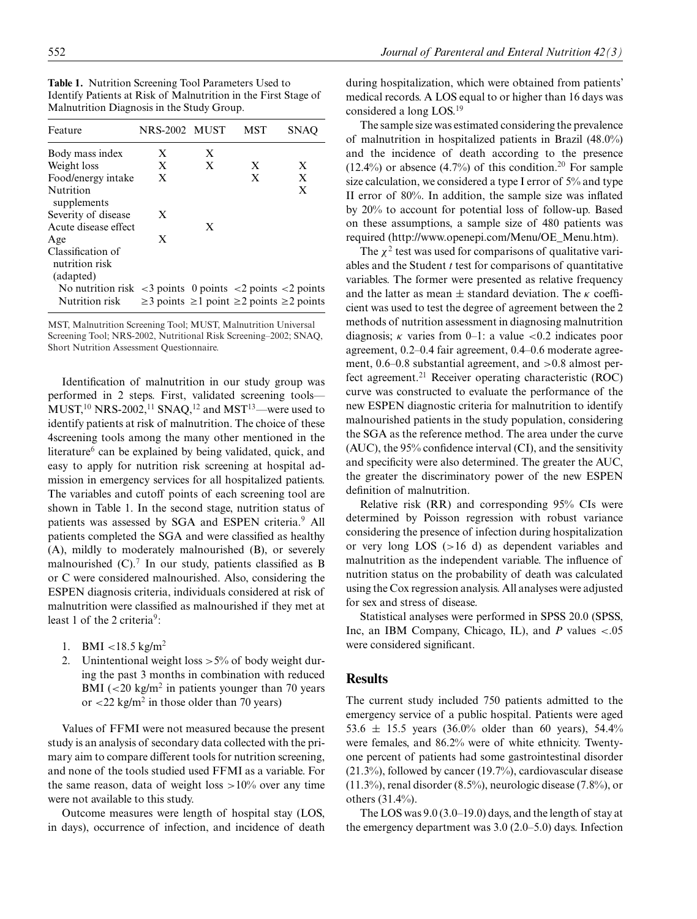**Table 1.** Nutrition Screening Tool Parameters Used to Identify Patients at Risk of Malnutrition in the First Stage of Malnutrition Diagnosis in the Study Group.

| Feature | NRS-2002 | MUST | MST | SNAQ |
|---|---|---|---|---|
| Body mass index | X | X | | |
| Weight loss | X | X | X | X |
| Food/energy intake | X | | X | X |
| Nutrition supplements | | | | X |
| Severity of disease | X | | | |
| Acute disease effect | | X | | |
| Age | X | | | |
| Classification of nutrition risk (adapted) | | | | |
| No nutrition risk | <3 points | 0 points | <2 points | <2 points |
| Nutrition risk | ≥3 points | ≥1 point | ≥2 points | ≥2 points |

MST, Malnutrition Screening Tool; MUST, Malnutrition Universal Screening Tool; NRS-2002, Nutritional Risk Screening–2002; SNAQ, Short Nutrition Assessment Questionnaire.

Identification of malnutrition in our study group was performed in 2 steps. First, validated screening tools—MUST,[10] NRS-2002,[11] SNAQ,[12] and MST[13]—were used to identify patients at risk of malnutrition. The choice of these 4screening tools among the many other mentioned in the literature[6] can be explained by being validated, quick, and easy to apply for nutrition risk screening at hospital admission in emergency services for all hospitalized patients. The variables and cutoff points of each screening tool are shown in Table 1. In the second stage, nutrition status of patients was assessed by SGA and ESPEN criteria.[9] All patients completed the SGA and were classified as healthy (A), mildly to moderately malnourished (B), or severely malnourished (C).[7] In our study, patients classified as B or C were considered malnourished. Also, considering the ESPEN diagnosis criteria, individuals considered at risk of malnutrition were classified as malnourished if they met at least 1 of the 2 criteria[9]:

1. BMI <18.5 kg/m$^2$
2. Unintentional weight loss >5% of body weight during the past 3 months in combination with reduced BMI (<20 kg/m$^2$ in patients younger than 70 years or <22 kg/m$^2$ in those older than 70 years)

Values of FFMI were not measured because the present study is an analysis of secondary data collected with the primary aim to compare different tools for nutrition screening, and none of the tools studied used FFMI as a variable. For the same reason, data of weight loss >10% over any time were not available to this study.

Outcome measures were length of hospital stay (LOS, in days), occurrence of infection, and incidence of death during hospitalization, which were obtained from patients' medical records. A LOS equal to or higher than 16 days was considered a long LOS.[19]

The sample size was estimated considering the prevalence of malnutrition in hospitalized patients in Brazil (48.0%) and the incidence of death according to the presence (12.4%) or absence (4.7%) of this condition.[20] For sample size calculation, we considered a type I error of 5% and type II error of 80%. In addition, the sample size was inflated by 20% to account for potential loss of follow-up. Based on these assumptions, a sample size of 480 patients was required (http://www.openepi.com/Menu/OE_Menu.htm).

The $\chi^2$ test was used for comparisons of qualitative variables and the Student $t$ test for comparisons of quantitative variables. The former were presented as relative frequency and the latter as mean ± standard deviation. The $\kappa$ coefficient was used to test the degree of agreement between the 2 methods of nutrition assessment in diagnosing malnutrition diagnosis; $\kappa$ varies from 0–1: a value <0.2 indicates poor agreement, 0.2–0.4 fair agreement, 0.4–0.6 moderate agreement, 0.6–0.8 substantial agreement, and >0.8 almost perfect agreement.[21] Receiver operating characteristic (ROC) curve was constructed to evaluate the performance of the new ESPEN diagnostic criteria for malnutrition to identify malnourished patients in the study population, considering the SGA as the reference method. The area under the curve (AUC), the 95% confidence interval (CI), and the sensitivity and specificity were also determined. The greater the AUC, the greater the discriminatory power of the new ESPEN definition of malnutrition.

Relative risk (RR) and corresponding 95% CIs were determined by Poisson regression with robust variance considering the presence of infection during hospitalization or very long LOS (>16 d) as dependent variables and malnutrition as the independent variable. The influence of nutrition status on the probability of death was calculated using the Cox regression analysis. All analyses were adjusted for sex and stress of disease.

Statistical analyses were performed in SPSS 20.0 (SPSS, Inc, an IBM Company, Chicago, IL), and $P$ values <.05 were considered significant.

## Results

The current study included 750 patients admitted to the emergency service of a public hospital. Patients were aged 53.6 ± 15.5 years (36.0% older than 60 years), 54.4% were females, and 86.2% were of white ethnicity. Twenty-one percent of patients had some gastrointestinal disorder (21.3%), followed by cancer (19.7%), cardiovascular disease (11.3%), renal disorder (8.5%), neurologic disease (7.8%), or others (31.4%).

The LOS was 9.0 (3.0–19.0) days, and the length of stay at the emergency department was 3.0 (2.0–5.0) days. Infection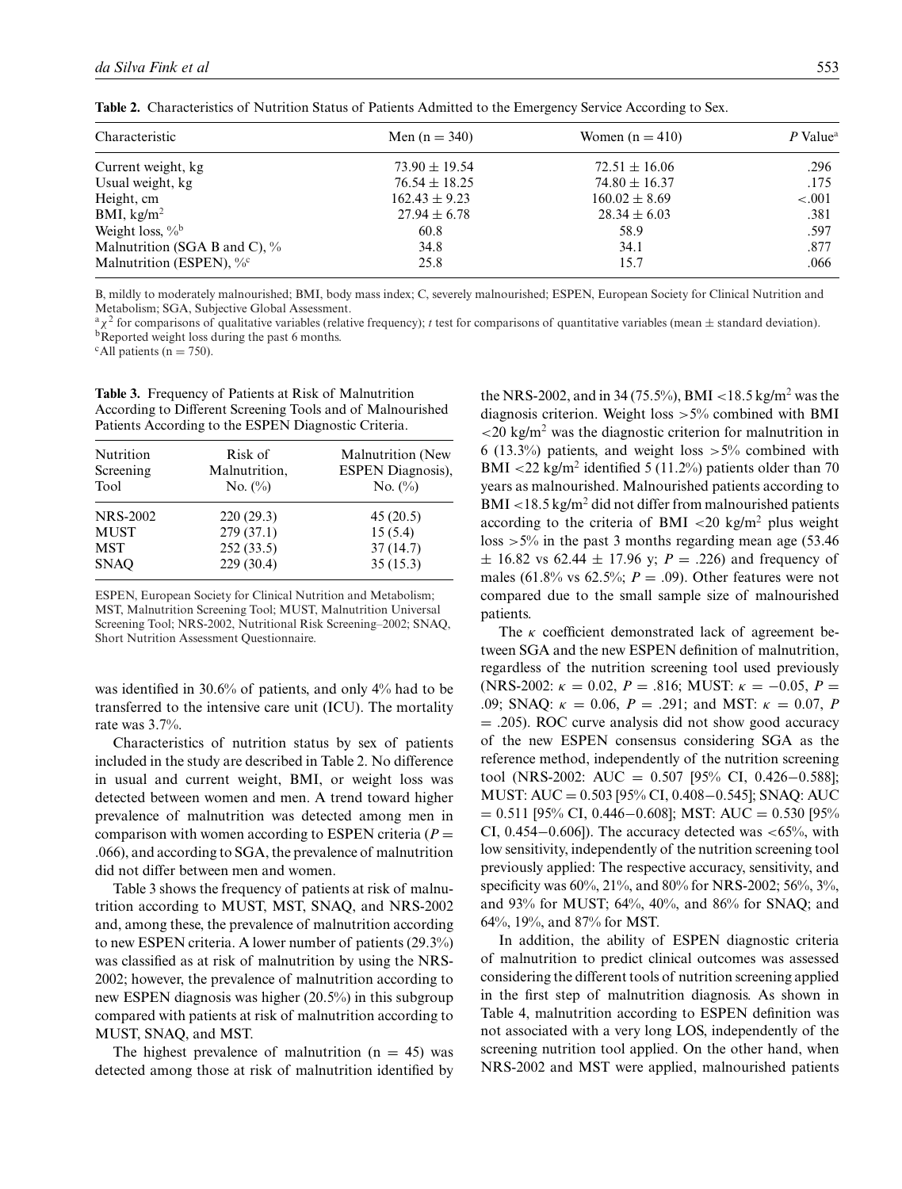**Table 2.** Characteristics of Nutrition Status of Patients Admitted to the Emergency Service According to Sex.

| Characteristic | Men (n = 340) | Women (n = 410) | $P$ Value[a] |
|---|---|---|---|
| Current weight, kg | $73.90 \pm 19.54$ | $72.51 \pm 16.06$ | .296 |
| Usual weight, kg | $76.54 \pm 18.25$ | $74.80 \pm 16.37$ | .175 |
| Height, cm | $162.43 \pm 9.23$ | $160.02 \pm 8.69$ | <.001 |
| BMI, kg/m$^2$ | $27.94 \pm 6.78$ | $28.34 \pm 6.03$ | .381 |
| Weight loss, %[b] | 60.8 | 58.9 | .597 |
| Malnutrition (SGA B and C), % | 34.8 | 34.1 | .877 |
| Malnutrition (ESPEN), %[c] | 25.8 | 15.7 | .066 |

B, mildly to moderately malnourished; BMI, body mass index; C, severely malnourished; ESPEN, European Society for Clinical Nutrition and Metabolism; SGA, Subjective Global Assessment.
[a] $\chi^2$ for comparisons of qualitative variables (relative frequency); $t$ test for comparisons of quantitative variables (mean ± standard deviation).
[b] Reported weight loss during the past 6 months.
[c] All patients (n = 750).

**Table 3.** Frequency of Patients at Risk of Malnutrition According to Different Screening Tools and of Malnourished Patients According to the ESPEN Diagnostic Criteria.

| Nutrition Screening Tool | Risk of Malnutrition, No. (%) | Malnutrition (New ESPEN Diagnosis), No. (%) |
|---|---|---|
| NRS-2002 | 220 (29.3) | 45 (20.5) |
| MUST | 279 (37.1) | 15 (5.4) |
| MST | 252 (33.5) | 37 (14.7) |
| SNAQ | 229 (30.4) | 35 (15.3) |

ESPEN, European Society for Clinical Nutrition and Metabolism; MST, Malnutrition Screening Tool; MUST, Malnutrition Universal Screening Tool; NRS-2002, Nutritional Risk Screening–2002; SNAQ, Short Nutrition Assessment Questionnaire.

was identified in 30.6% of patients, and only 4% had to be transferred to the intensive care unit (ICU). The mortality rate was 3.7%.

Characteristics of nutrition status by sex of patients included in the study are described in Table 2. No difference in usual and current weight, BMI, or weight loss was detected between women and men. A trend toward higher prevalence of malnutrition was detected among men in comparison with women according to ESPEN criteria ($P$ = .066), and according to SGA, the prevalence of malnutrition did not differ between men and women.

Table 3 shows the frequency of patients at risk of malnutrition according to MUST, MST, SNAQ, and NRS-2002 and, among these, the prevalence of malnutrition according to new ESPEN criteria. A lower number of patients (29.3%) was classified as at risk of malnutrition by using the NRS-2002; however, the prevalence of malnutrition according to new ESPEN diagnosis was higher (20.5%) in this subgroup compared with patients at risk of malnutrition according to MUST, SNAQ, and MST.

The highest prevalence of malnutrition (n = 45) was detected among those at risk of malnutrition identified by the NRS-2002, and in 34 (75.5%), BMI <18.5 kg/m$^2$ was the diagnosis criterion. Weight loss >5% combined with BMI <20 kg/m$^2$ was the diagnostic criterion for malnutrition in 6 (13.3%) patients, and weight loss >5% combined with BMI <22 kg/m$^2$ identified 5 (11.2%) patients older than 70 years as malnourished. Malnourished patients according to BMI <18.5 kg/m$^2$ did not differ from malnourished patients according to the criteria of BMI <20 kg/m$^2$ plus weight loss >5% in the past 3 months regarding mean age (53.46 ± 16.82 vs 62.44 ± 17.96 y; $P$ = .226) and frequency of males (61.8% vs 62.5%; $P$ = .09). Other features were not compared due to the small sample size of malnourished patients.

The $\kappa$ coefficient demonstrated lack of agreement between SGA and the new ESPEN definition of malnutrition, regardless of the nutrition screening tool used previously (NRS-2002: $\kappa$ = 0.02, $P$ = .816; MUST: $\kappa$ = −0.05, $P$ = .09; SNAQ: $\kappa$ = 0.06, $P$ = .291; and MST: $\kappa$ = 0.07, $P$ = .205). ROC curve analysis did not show good accuracy of the new ESPEN consensus considering SGA as the reference method, independently of the nutrition screening tool (NRS-2002: AUC = 0.507 [95% CI, 0.426−0.588]; MUST: AUC = 0.503 [95% CI, 0.408−0.545]; SNAQ: AUC = 0.511 [95% CI, 0.446−0.608]; MST: AUC = 0.530 [95% CI, 0.454−0.606]). The accuracy detected was <65%, with low sensitivity, independently of the nutrition screening tool previously applied: The respective accuracy, sensitivity, and specificity was 60%, 21%, and 80% for NRS-2002; 56%, 3%, and 93% for MUST; 64%, 40%, and 86% for SNAQ; and 64%, 19%, and 87% for MST.

In addition, the ability of ESPEN diagnostic criteria of malnutrition to predict clinical outcomes was assessed considering the different tools of nutrition screening applied in the first step of malnutrition diagnosis. As shown in Table 4, malnutrition according to ESPEN definition was not associated with a very long LOS, independently of the screening nutrition tool applied. On the other hand, when NRS-2002 and MST were applied, malnourished patients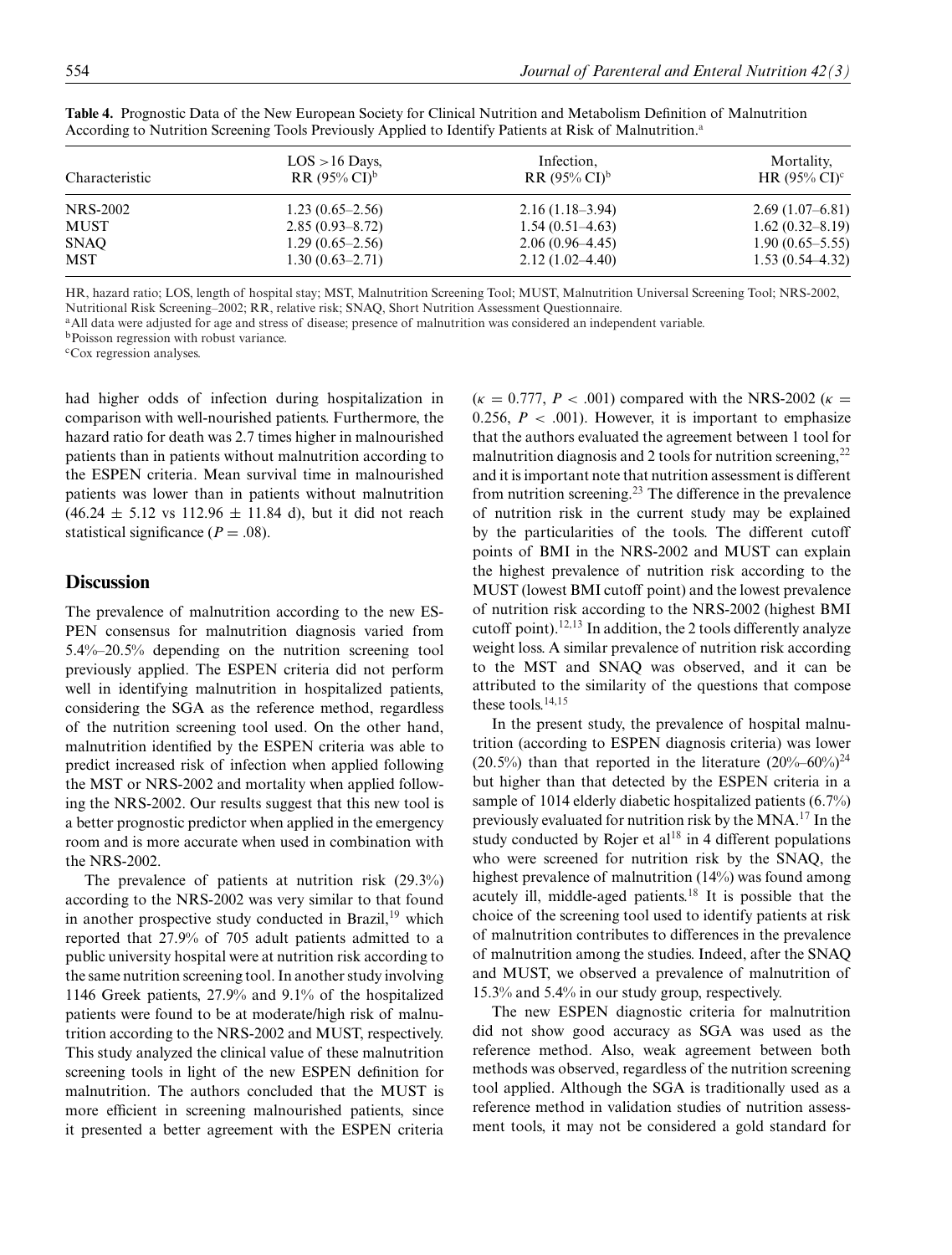**Table 4.** Prognostic Data of the New European Society for Clinical Nutrition and Metabolism Definition of Malnutrition According to Nutrition Screening Tools Previously Applied to Identify Patients at Risk of Malnutrition.[a]

| Characteristic | LOS >16 Days, RR (95% CI)[b] | Infection, RR (95% CI)[b] | Mortality, HR (95% CI)[c] |
|---|---|---|---|
| NRS-2002 | 1.23 (0.65–2.56) | 2.16 (1.18–3.94) | 2.69 (1.07–6.81) |
| MUST | 2.85 (0.93–8.72) | 1.54 (0.51–4.63) | 1.62 (0.32–8.19) |
| SNAQ | 1.29 (0.65–2.56) | 2.06 (0.96–4.45) | 1.90 (0.65–5.55) |
| MST | 1.30 (0.63–2.71) | 2.12 (1.02–4.40) | 1.53 (0.54–4.32) |

HR, hazard ratio; LOS, length of hospital stay; MST, Malnutrition Screening Tool; MUST, Malnutrition Universal Screening Tool; NRS-2002, Nutritional Risk Screening–2002; RR, relative risk; SNAQ, Short Nutrition Assessment Questionnaire.

[a]All data were adjusted for age and stress of disease; presence of malnutrition was considered an independent variable.

[b]Poisson regression with robust variance.

[c]Cox regression analyses.

had higher odds of infection during hospitalization in comparison with well-nourished patients. Furthermore, the hazard ratio for death was 2.7 times higher in malnourished patients than in patients without malnutrition according to the ESPEN criteria. Mean survival time in malnourished patients was lower than in patients without malnutrition ($46.24 \pm 5.12$ vs $112.96 \pm 11.84$ d), but it did not reach statistical significance ($P = .08$).

## Discussion

The prevalence of malnutrition according to the new ESPEN consensus for malnutrition diagnosis varied from 5.4%–20.5% depending on the nutrition screening tool previously applied. The ESPEN criteria did not perform well in identifying malnutrition in hospitalized patients, considering the SGA as the reference method, regardless of the nutrition screening tool used. On the other hand, malnutrition identified by the ESPEN criteria was able to predict increased risk of infection when applied following the MST or NRS-2002 and mortality when applied following the NRS-2002. Our results suggest that this new tool is a better prognostic predictor when applied in the emergency room and is more accurate when used in combination with the NRS-2002.

The prevalence of patients at nutrition risk (29.3%) according to the NRS-2002 was very similar to that found in another prospective study conducted in Brazil,[19] which reported that 27.9% of 705 adult patients admitted to a public university hospital were at nutrition risk according to the same nutrition screening tool. In another study involving 1146 Greek patients, 27.9% and 9.1% of the hospitalized patients were found to be at moderate/high risk of malnutrition according to the NRS-2002 and MUST, respectively. This study analyzed the clinical value of these malnutrition screening tools in light of the new ESPEN definition for malnutrition. The authors concluded that the MUST is more efficient in screening malnourished patients, since it presented a better agreement with the ESPEN criteria ($\kappa = 0.777$, $P < .001$) compared with the NRS-2002 ($\kappa = 0.256$, $P < .001$). However, it is important to emphasize that the authors evaluated the agreement between 1 tool for malnutrition diagnosis and 2 tools for nutrition screening,[22] and it is important note that nutrition assessment is different from nutrition screening.[23] The difference in the prevalence of nutrition risk in the current study may be explained by the particularities of the tools. The different cutoff points of BMI in the NRS-2002 and MUST can explain the highest prevalence of nutrition risk according to the MUST (lowest BMI cutoff point) and the lowest prevalence of nutrition risk according to the NRS-2002 (highest BMI cutoff point).[12,13] In addition, the 2 tools differently analyze weight loss. A similar prevalence of nutrition risk according to the MST and SNAQ was observed, and it can be attributed to the similarity of the questions that compose these tools.[14,15]

In the present study, the prevalence of hospital malnutrition (according to ESPEN diagnosis criteria) was lower (20.5%) than that reported in the literature (20%–60%)[24] but higher than that detected by the ESPEN criteria in a sample of 1014 elderly diabetic hospitalized patients (6.7%) previously evaluated for nutrition risk by the MNA.[17] In the study conducted by Rojer et al[18] in 4 different populations who were screened for nutrition risk by the SNAQ, the highest prevalence of malnutrition (14%) was found among acutely ill, middle-aged patients.[18] It is possible that the choice of the screening tool used to identify patients at risk of malnutrition contributes to differences in the prevalence of malnutrition among the studies. Indeed, after the SNAQ and MUST, we observed a prevalence of malnutrition of 15.3% and 5.4% in our study group, respectively.

The new ESPEN diagnostic criteria for malnutrition did not show good accuracy as SGA was used as the reference method. Also, weak agreement between both methods was observed, regardless of the nutrition screening tool applied. Although the SGA is traditionally used as a reference method in validation studies of nutrition assessment tools, it may not be considered a gold standard for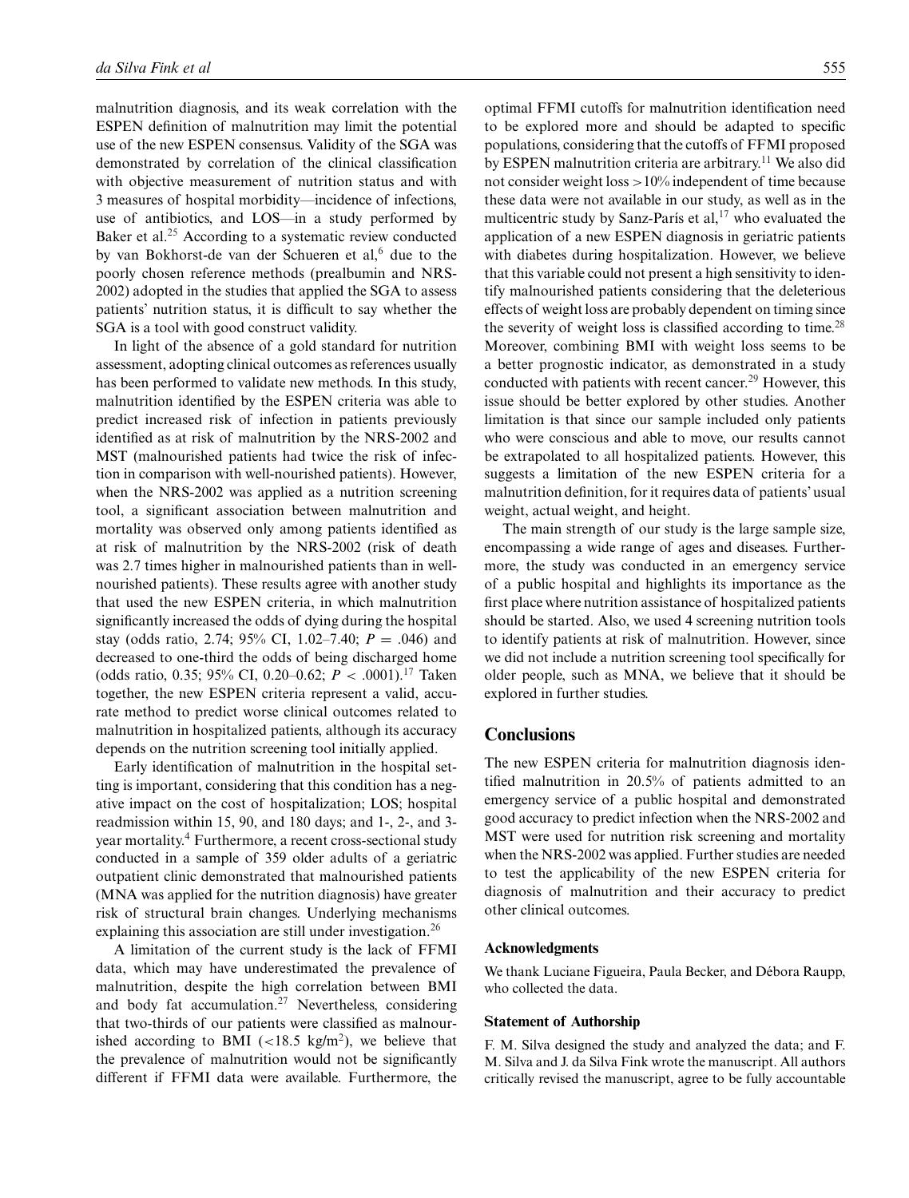malnutrition diagnosis, and its weak correlation with the ESPEN definition of malnutrition may limit the potential use of the new ESPEN consensus. Validity of the SGA was demonstrated by correlation of the clinical classification with objective measurement of nutrition status and with 3 measures of hospital morbidity—incidence of infections, use of antibiotics, and LOS—in a study performed by Baker et al.[25] According to a systematic review conducted by van Bokhorst-de van der Schueren et al,[6] due to the poorly chosen reference methods (prealbumin and NRS-2002) adopted in the studies that applied the SGA to assess patients' nutrition status, it is difficult to say whether the SGA is a tool with good construct validity.

In light of the absence of a gold standard for nutrition assessment, adopting clinical outcomes as references usually has been performed to validate new methods. In this study, malnutrition identified by the ESPEN criteria was able to predict increased risk of infection in patients previously identified as at risk of malnutrition by the NRS-2002 and MST (malnourished patients had twice the risk of infection in comparison with well-nourished patients). However, when the NRS-2002 was applied as a nutrition screening tool, a significant association between malnutrition and mortality was observed only among patients identified as at risk of malnutrition by the NRS-2002 (risk of death was 2.7 times higher in malnourished patients than in well-nourished patients). These results agree with another study that used the new ESPEN criteria, in which malnutrition significantly increased the odds of dying during the hospital stay (odds ratio, 2.74; 95% CI, 1.02–7.40; $P = .046$) and decreased to one-third the odds of being discharged home (odds ratio, 0.35; 95% CI, 0.20–0.62; $P < .0001$).[17] Taken together, the new ESPEN criteria represent a valid, accurate method to predict worse clinical outcomes related to malnutrition in hospitalized patients, although its accuracy depends on the nutrition screening tool initially applied.

Early identification of malnutrition in the hospital setting is important, considering that this condition has a negative impact on the cost of hospitalization; LOS; hospital readmission within 15, 90, and 180 days; and 1-, 2-, and 3-year mortality.[4] Furthermore, a recent cross-sectional study conducted in a sample of 359 older adults of a geriatric outpatient clinic demonstrated that malnourished patients (MNA was applied for the nutrition diagnosis) have greater risk of structural brain changes. Underlying mechanisms explaining this association are still under investigation.[26]

A limitation of the current study is the lack of FFMI data, which may have underestimated the prevalence of malnutrition, despite the high correlation between BMI and body fat accumulation.[27] Nevertheless, considering that two-thirds of our patients were classified as malnourished according to BMI ($<18.5$ kg/m$^2$), we believe that the prevalence of malnutrition would not be significantly different if FFMI data were available. Furthermore, the optimal FFMI cutoffs for malnutrition identification need to be explored more and should be adapted to specific populations, considering that the cutoffs of FFMI proposed by ESPEN malnutrition criteria are arbitrary.[11] We also did not consider weight loss $>10\%$ independent of time because these data were not available in our study, as well as in the multicentric study by Sanz-París et al,[17] who evaluated the application of a new ESPEN diagnosis in geriatric patients with diabetes during hospitalization. However, we believe that this variable could not present a high sensitivity to identify malnourished patients considering that the deleterious effects of weight loss are probably dependent on timing since the severity of weight loss is classified according to time.[28] Moreover, combining BMI with weight loss seems to be a better prognostic indicator, as demonstrated in a study conducted with patients with recent cancer.[29] However, this issue should be better explored by other studies. Another limitation is that since our sample included only patients who were conscious and able to move, our results cannot be extrapolated to all hospitalized patients. However, this suggests a limitation of the new ESPEN criteria for a malnutrition definition, for it requires data of patients' usual weight, actual weight, and height.

The main strength of our study is the large sample size, encompassing a wide range of ages and diseases. Furthermore, the study was conducted in an emergency service of a public hospital and highlights its importance as the first place where nutrition assistance of hospitalized patients should be started. Also, we used 4 screening nutrition tools to identify patients at risk of malnutrition. However, since we did not include a nutrition screening tool specifically for older people, such as MNA, we believe that it should be explored in further studies.

## Conclusions

The new ESPEN criteria for malnutrition diagnosis identified malnutrition in 20.5% of patients admitted to an emergency service of a public hospital and demonstrated good accuracy to predict infection when the NRS-2002 and MST were used for nutrition risk screening and mortality when the NRS-2002 was applied. Further studies are needed to test the applicability of the new ESPEN criteria for diagnosis of malnutrition and their accuracy to predict other clinical outcomes.

### Acknowledgments

We thank Luciane Figueira, Paula Becker, and Débora Raupp, who collected the data.

### Statement of Authorship

F. M. Silva designed the study and analyzed the data; and F. M. Silva and J. da Silva Fink wrote the manuscript. All authors critically revised the manuscript, agree to be fully accountable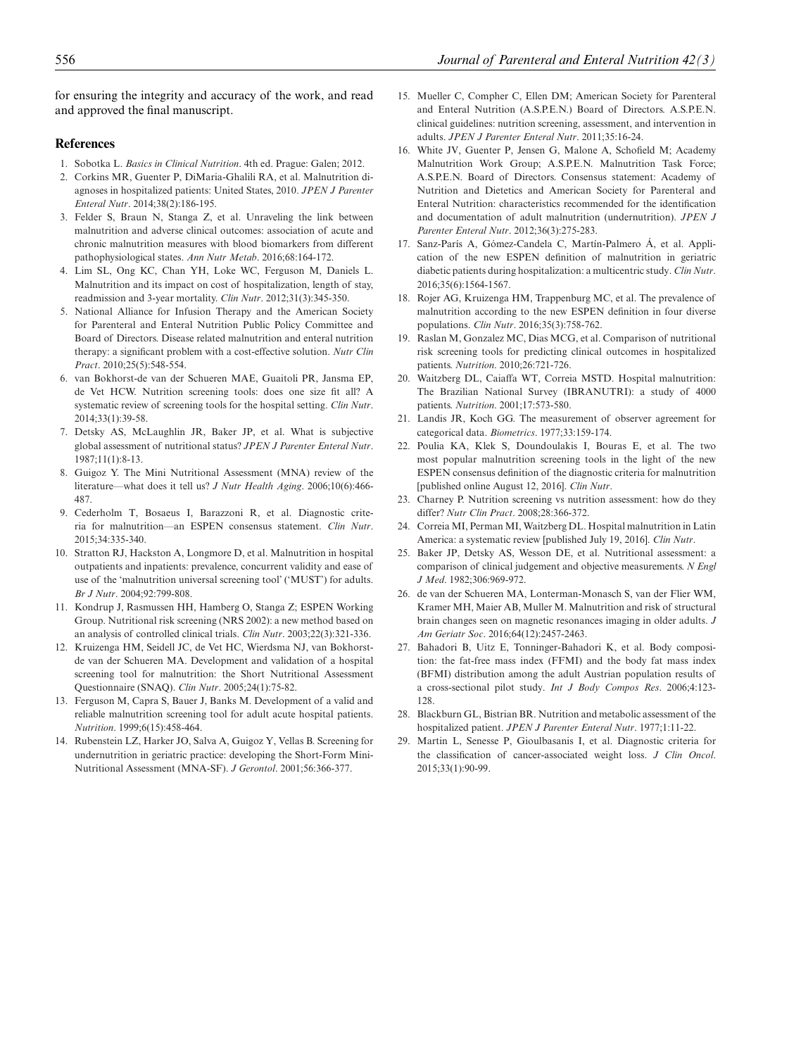for ensuring the integrity and accuracy of the work, and read and approved the final manuscript.

## References

1. Sobotka L. *Basics in Clinical Nutrition*. 4th ed. Prague: Galen; 2012.
2. Corkins MR, Guenter P, DiMaria-Ghalili RA, et al. Malnutrition diagnoses in hospitalized patients: United States, 2010. *JPEN J Parenter Enteral Nutr*. 2014;38(2):186-195.
3. Felder S, Braun N, Stanga Z, et al. Unraveling the link between malnutrition and adverse clinical outcomes: association of acute and chronic malnutrition measures with blood biomarkers from different pathophysiological states. *Ann Nutr Metab*. 2016;68:164-172.
4. Lim SL, Ong KC, Chan YH, Loke WC, Ferguson M, Daniels L. Malnutrition and its impact on cost of hospitalization, length of stay, readmission and 3-year mortality. *Clin Nutr*. 2012;31(3):345-350.
5. National Alliance for Infusion Therapy and the American Society for Parenteral and Enteral Nutrition Public Policy Committee and Board of Directors. Disease related malnutrition and enteral nutrition therapy: a significant problem with a cost-effective solution. *Nutr Clin Pract*. 2010;25(5):548-554.
6. van Bokhorst-de van der Schueren MAE, Guaitoli PR, Jansma EP, de Vet HCW. Nutrition screening tools: does one size fit all? A systematic review of screening tools for the hospital setting. *Clin Nutr*. 2014;33(1):39-58.
7. Detsky AS, McLaughlin JR, Baker JP, et al. What is subjective global assessment of nutritional status? *JPEN J Parenter Enteral Nutr*. 1987;11(1):8-13.
8. Guigoz Y. The Mini Nutritional Assessment (MNA) review of the literature—what does it tell us? *J Nutr Health Aging*. 2006;10(6):466-487.
9. Cederholm T, Bosaeus I, Barazzoni R, et al. Diagnostic criteria for malnutrition—an ESPEN consensus statement. *Clin Nutr*. 2015;34:335-340.
10. Stratton RJ, Hackston A, Longmore D, et al. Malnutrition in hospital outpatients and inpatients: prevalence, concurrent validity and ease of use of the 'malnutrition universal screening tool' ('MUST') for adults. *Br J Nutr*. 2004;92:799-808.
11. Kondrup J, Rasmussen HH, Hamberg O, Stanga Z; ESPEN Working Group. Nutritional risk screening (NRS 2002): a new method based on an analysis of controlled clinical trials. *Clin Nutr*. 2003;22(3):321-336.
12. Kruizenga HM, Seidell JC, de Vet HC, Wierdsma NJ, van Bokhorst-de van der Schueren MA. Development and validation of a hospital screening tool for malnutrition: the Short Nutritional Assessment Questionnaire (SNAQ). *Clin Nutr*. 2005;24(1):75-82.
13. Ferguson M, Capra S, Bauer J, Banks M. Development of a valid and reliable malnutrition screening tool for adult acute hospital patients. *Nutrition*. 1999;6(15):458-464.
14. Rubenstein LZ, Harker JO, Salva A, Guigoz Y, Vellas B. Screening for undernutrition in geriatric practice: developing the Short-Form Mini-Nutritional Assessment (MNA-SF). *J Gerontol*. 2001;56:366-377.
15. Mueller C, Compher C, Ellen DM; American Society for Parenteral and Enteral Nutrition (A.S.P.E.N.) Board of Directors. A.S.P.E.N. clinical guidelines: nutrition screening, assessment, and intervention in adults. *JPEN J Parenter Enteral Nutr*. 2011;35:16-24.
16. White JV, Guenter P, Jensen G, Malone A, Schofield M; Academy Malnutrition Work Group; A.S.P.E.N. Malnutrition Task Force; A.S.P.E.N. Board of Directors. Consensus statement: Academy of Nutrition and Dietetics and American Society for Parenteral and Enteral Nutrition: characteristics recommended for the identification and documentation of adult malnutrition (undernutrition). *JPEN J Parenter Enteral Nutr*. 2012;36(3):275-283.
17. Sanz-París A, Gómez-Candela C, Martín-Palmero Á, et al. Application of the new ESPEN definition of malnutrition in geriatric diabetic patients during hospitalization: a multicentric study. *Clin Nutr*. 2016;35(6):1564-1567.
18. Rojer AG, Kruizenga HM, Trappenburg MC, et al. The prevalence of malnutrition according to the new ESPEN definition in four diverse populations. *Clin Nutr*. 2016;35(3):758-762.
19. Raslan M, Gonzalez MC, Dias MCG, et al. Comparison of nutritional risk screening tools for predicting clinical outcomes in hospitalized patients. *Nutrition*. 2010;26:721-726.
20. Waitzberg DL, Caiaffa WT, Correia MSTD. Hospital malnutrition: The Brazilian National Survey (IBRANUTRI): a study of 4000 patients. *Nutrition*. 2001;17:573-580.
21. Landis JR, Koch GG. The measurement of observer agreement for categorical data. *Biometrics*. 1977;33:159-174.
22. Poulia KA, Klek S, Doundoulakis I, Bouras E, et al. The two most popular malnutrition screening tools in the light of the new ESPEN consensus definition of the diagnostic criteria for malnutrition [published online August 12, 2016]. *Clin Nutr*.
23. Charney P. Nutrition screening vs nutrition assessment: how do they differ? *Nutr Clin Pract*. 2008;28:366-372.
24. Correia MI, Perman MI, Waitzberg DL. Hospital malnutrition in Latin America: a systematic review [published July 19, 2016]. *Clin Nutr*.
25. Baker JP, Detsky AS, Wesson DE, et al. Nutritional assessment: a comparison of clinical judgement and objective measurements. *N Engl J Med*. 1982;306:969-972.
26. de van der Schueren MA, Lonterman-Monasch S, van der Flier WM, Kramer MH, Maier AB, Muller M. Malnutrition and risk of structural brain changes seen on magnetic resonances imaging in older adults. *J Am Geriatr Soc*. 2016;64(12):2457-2463.
27. Bahadori B, Uitz E, Tonninger-Bahadori K, et al. Body composition: the fat-free mass index (FFMI) and the body fat mass index (BFMI) distribution among the adult Austrian population results of a cross-sectional pilot study. *Int J Body Compos Res*. 2006;4:123-128.
28. Blackburn GL, Bistrian BR. Nutrition and metabolic assessment of the hospitalized patient. *JPEN J Parenter Enteral Nutr*. 1977;1:11-22.
29. Martin L, Senesse P, Gioulbasanis I, et al. Diagnostic criteria for the classification of cancer-associated weight loss. *J Clin Oncol*. 2015;33(1):90-99.